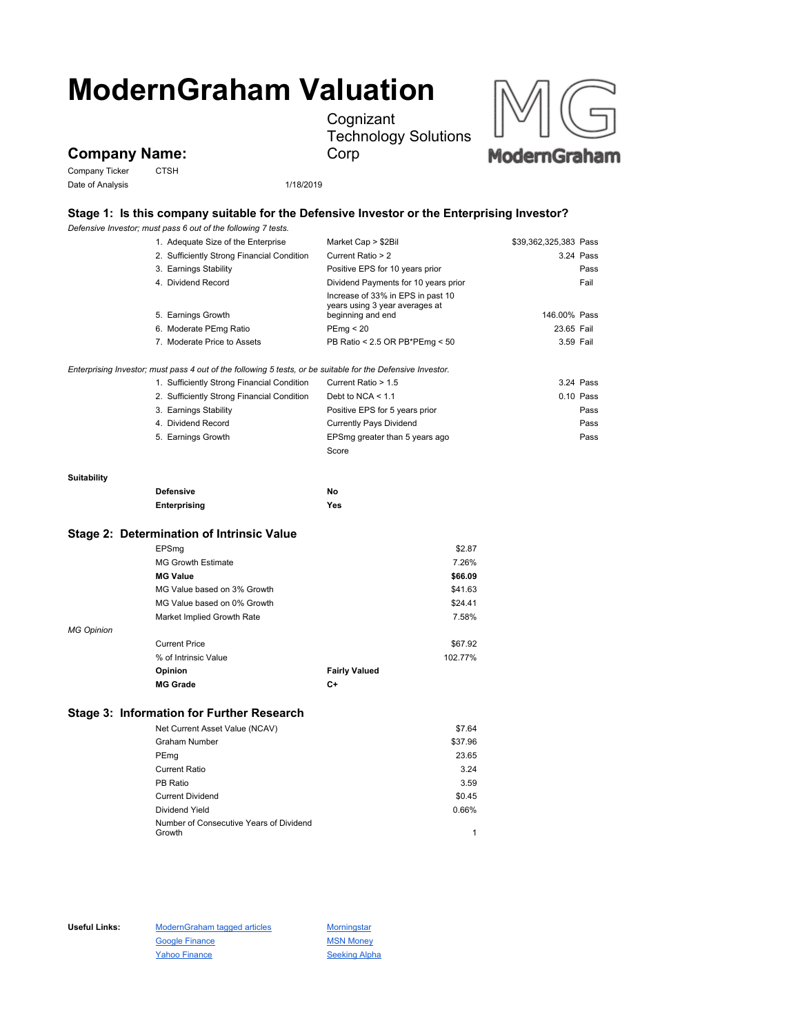# ModernGraham Valuation

## Company Name:

Cognizant Technology Solutions Corp

Company Ticker: CTSH

Date of Analysis: 1/18/2019

### Stage 1: Is this company suitable for the Defensive Investor or the Enterprising Investor?

*Defensive Investor; must pass 6 out of the following 7 tests.*

| Test | Criterion | Value | Result |
|---|---|---|---|
| 1. Adequate Size of the Enterprise | Market Cap > $2Bil | $39,362,325,383 | Pass |
| 2. Sufficiently Strong Financial Condition | Current Ratio > 2 | 3.24 | Pass |
| 3. Earnings Stability | Positive EPS for 10 years prior | | Pass |
| 4. Dividend Record | Dividend Payments for 10 years prior | | Fail |
| 5. Earnings Growth | Increase of 33% in EPS in past 10 years using 3 year averages at beginning and end | 146.00% | Pass |
| 6. Moderate PEmg Ratio | PEmg < 20 | 23.65 | Fail |
| 7. Moderate Price to Assets | PB Ratio < 2.5 OR PB*PEmg < 50 | 3.59 | Fail |

*Enterprising Investor; must pass 4 out of the following 5 tests, or be suitable for the Defensive Investor.*

| Test | Criterion | Value | Result |
|---|---|---|---|
| 1. Sufficiently Strong Financial Condition | Current Ratio > 1.5 | 3.24 | Pass |
| 2. Sufficiently Strong Financial Condition | Debt to NCA < 1.1 | 0.10 | Pass |
| 3. Earnings Stability | Positive EPS for 5 years prior | | Pass |
| 4. Dividend Record | Currently Pays Dividend | | Pass |
| 5. Earnings Growth | EPSmg greater than 5 years ago | | Pass |
| | Score | | |

**Suitability**

| | |
|---|---|
| **Defensive** | **No** |
| **Enterprising** | **Yes** |

### Stage 2: Determination of Intrinsic Value

| | |
|---|---|
| EPSmg | $2.87 |
| MG Growth Estimate | 7.26% |
| **MG Value** | **$66.09** |
| MG Value based on 3% Growth | $41.63 |
| MG Value based on 0% Growth | $24.41 |
| Market Implied Growth Rate | 7.58% |

*MG Opinion*

| | |
|---|---|
| Current Price | $67.92 |
| % of Intrinsic Value | 102.77% |
| **Opinion** | **Fairly Valued** |
| **MG Grade** | **C+** |

### Stage 3: Information for Further Research

| | |
|---|---|
| Net Current Asset Value (NCAV) | $7.64 |
| Graham Number | $37.96 |
| PEmg | 23.65 |
| Current Ratio | 3.24 |
| PB Ratio | 3.59 |
| Current Dividend | $0.45 |
| Dividend Yield | 0.66% |
| Number of Consecutive Years of Dividend Growth | 1 |

**Useful Links:**

- ModernGraham tagged articles
- Google Finance
- Yahoo Finance
- Morningstar
- MSN Money
- Seeking Alpha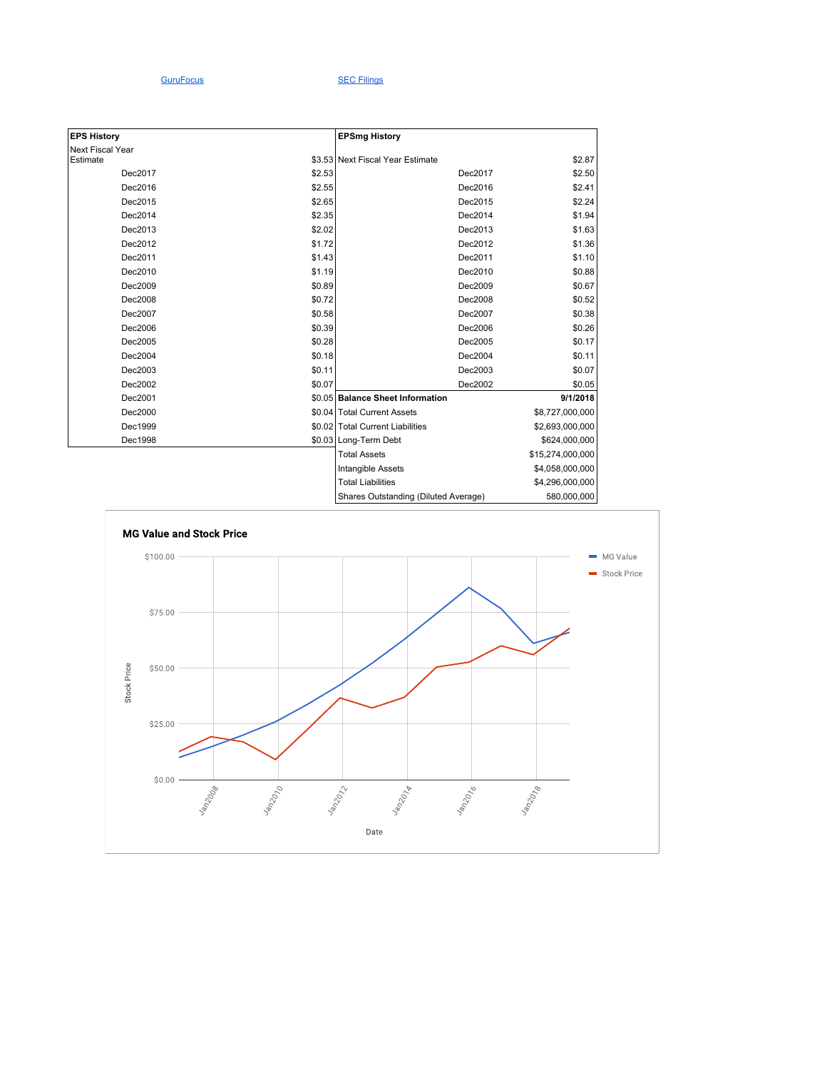GuruFocus SEC Filings

| EPS History | |
|---|---|
| Next Fiscal Year Estimate | $3.53 |
| Dec2017 | $2.53 |
| Dec2016 | $2.55 |
| Dec2015 | $2.65 |
| Dec2014 | $2.35 |
| Dec2013 | $2.02 |
| Dec2012 | $1.72 |
| Dec2011 | $1.43 |
| Dec2010 | $1.19 |
| Dec2009 | $0.89 |
| Dec2008 | $0.72 |
| Dec2007 | $0.58 |
| Dec2006 | $0.39 |
| Dec2005 | $0.28 |
| Dec2004 | $0.18 |
| Dec2003 | $0.11 |
| Dec2002 | $0.07 |
| Dec2001 | $0.05 |
| Dec2000 | $0.04 |
| Dec1999 | $0.02 |
| Dec1998 | $0.03 |

| EPSmg History | |
|---|---|
| Next Fiscal Year Estimate | $2.87 |
| Dec2017 | $2.50 |
| Dec2016 | $2.41 |
| Dec2015 | $2.24 |
| Dec2014 | $1.94 |
| Dec2013 | $1.63 |
| Dec2012 | $1.36 |
| Dec2011 | $1.10 |
| Dec2010 | $0.88 |
| Dec2009 | $0.67 |
| Dec2008 | $0.52 |
| Dec2007 | $0.38 |
| Dec2006 | $0.26 |
| Dec2005 | $0.17 |
| Dec2004 | $0.11 |
| Dec2003 | $0.07 |
| Dec2002 | $0.05 |

| Balance Sheet Information | 9/1/2018 |
|---|---|
| Total Current Assets | $8,727,000,000 |
| Total Current Liabilities | $2,693,000,000 |
| Long-Term Debt | $624,000,000 |
| Total Assets | $15,274,000,000 |
| Intangible Assets | $4,058,000,000 |
| Total Liabilities | $4,296,000,000 |
| Shares Outstanding (Diluted Average) | 580,000,000 |

**MG Value and Stock Price**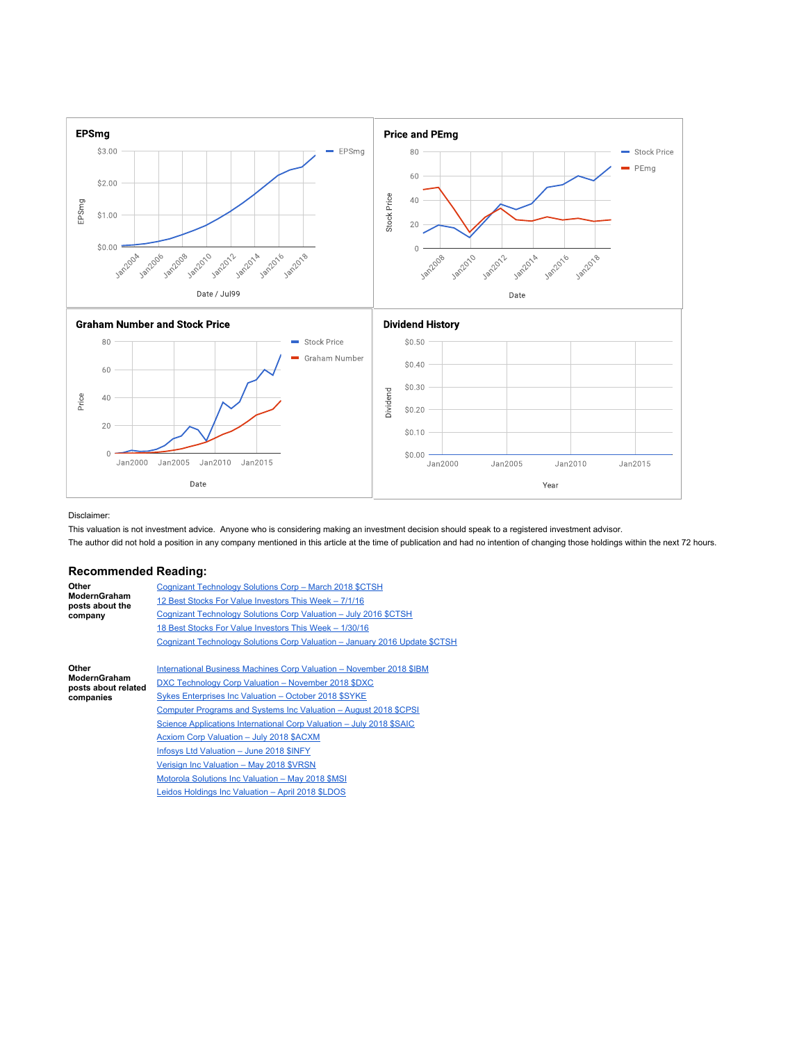EPSmg

$3.00
$2.00
$1.00
$0.00

EPSmg

Jan2004 Jan2006 Jan2008 Jan2010 Jan2012 Jan2014 Jan2016 Jan2018

Date / Jul99

EPSmg

Price and PEmg

80
60
40
20
0

Stock Price

Jan2008 Jan2010 Jan2012 Jan2014 Jan2016 Jan2018

Date

Stock Price
PEmg

Graham Number and Stock Price

80
60
40
20
0

Price

Jan2000 Jan2005 Jan2010 Jan2015

Date

Stock Price
Graham Number

Dividend History

$0.50
$0.40
$0.30
$0.20
$0.10
$0.00

Dividend

Jan2000 Jan2005 Jan2010 Jan2015

Year

Disclaimer:

This valuation is not investment advice. Anyone who is considering making an investment decision should speak to a registered investment advisor.

The author did not hold a position in any company mentioned in this article at the time of publication and had no intention of changing those holdings within the next 72 hours.

## Recommended Reading:

**Other ModernGraham posts about the company**

- Cognizant Technology Solutions Corp – March 2018 $CTSH
- 12 Best Stocks For Value Investors This Week – 7/1/16
- Cognizant Technology Solutions Corp Valuation – July 2016 $CTSH
- 18 Best Stocks For Value Investors This Week – 1/30/16
- Cognizant Technology Solutions Corp Valuation – January 2016 Update $CTSH

**Other ModernGraham posts about related companies**

- International Business Machines Corp Valuation – November 2018 $IBM
- DXC Technology Corp Valuation – November 2018 $DXC
- Sykes Enterprises Inc Valuation – October 2018 $SYKE
- Computer Programs and Systems Inc Valuation – August 2018 $CPSI
- Science Applications International Corp Valuation – July 2018 $SAIC
- Acxiom Corp Valuation – July 2018 $ACXM
- Infosys Ltd Valuation – June 2018 $INFY
- Verisign Inc Valuation – May 2018 $VRSN
- Motorola Solutions Inc Valuation – May 2018 $MSI
- Leidos Holdings Inc Valuation – April 2018 $LDOS